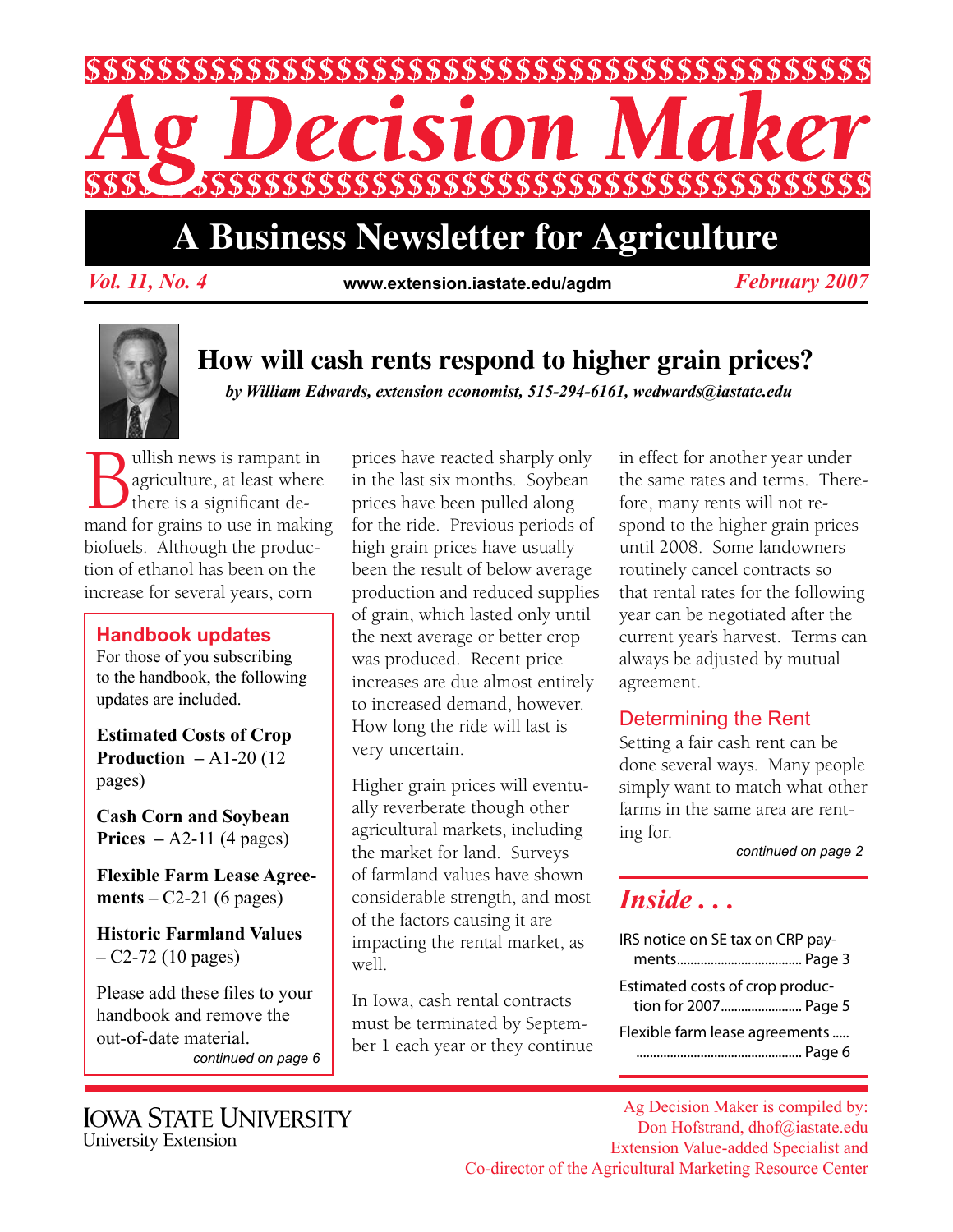# Ag Decision Maker

## A Business Newsletter for Agriculture

*Vol. 11, No. 4* www.extension.iastate.edu/agdm *February 2007*

## How will cash rents respond to higher grain prices?

***by William Edwards, extension economist, 515-294-6161, wedwards@iastate.edu***

Bullish news is rampant in agriculture, at least where there is a significant demand for grains to use in making biofuels. Although the production of ethanol has been on the increase for several years, corn prices have reacted sharply only in the last six months. Soybean prices have been pulled along for the ride. Previous periods of high grain prices have usually been the result of below average production and reduced supplies of grain, which lasted only until the next average or better crop was produced. Recent price increases are due almost entirely to increased demand, however. How long the ride will last is very uncertain.

Higher grain prices will eventually reverberate though other agricultural markets, including the market for land. Surveys of farmland values have shown considerable strength, and most of the factors causing it are impacting the rental market, as well.

In Iowa, cash rental contracts must be terminated by September 1 each year or they continue in effect for another year under the same rates and terms. Therefore, many rents will not respond to the higher grain prices until 2008. Some landowners routinely cancel contracts so that rental rates for the following year can be negotiated after the current year's harvest. Terms can always be adjusted by mutual agreement.

### Determining the Rent

Setting a fair cash rent can be done several ways. Many people simply want to match what other farms in the same area are renting for.

*continued on page 2*

### Handbook updates

For those of you subscribing to the handbook, the following updates are included.

**Estimated Costs of Crop Production** – A1-20 (12 pages)

**Cash Corn and Soybean Prices** – A2-11 (4 pages)

**Flexible Farm Lease Agreements** – C2-21 (6 pages)

**Historic Farmland Values** – C2-72 (10 pages)

Please add these files to your handbook and remove the out-of-date material.

*continued on page 6*

### *Inside . . .*

IRS notice on SE tax on CRP payments .................................... Page 3

Estimated costs of crop production for 2007........................ Page 5

Flexible farm lease agreements ..... ................................................. Page 6

Iowa State University
University Extension

Ag Decision Maker is compiled by:
Don Hofstrand, dhof@iastate.edu
Extension Value-added Specialist and
Co-director of the Agricultural Marketing Resource Center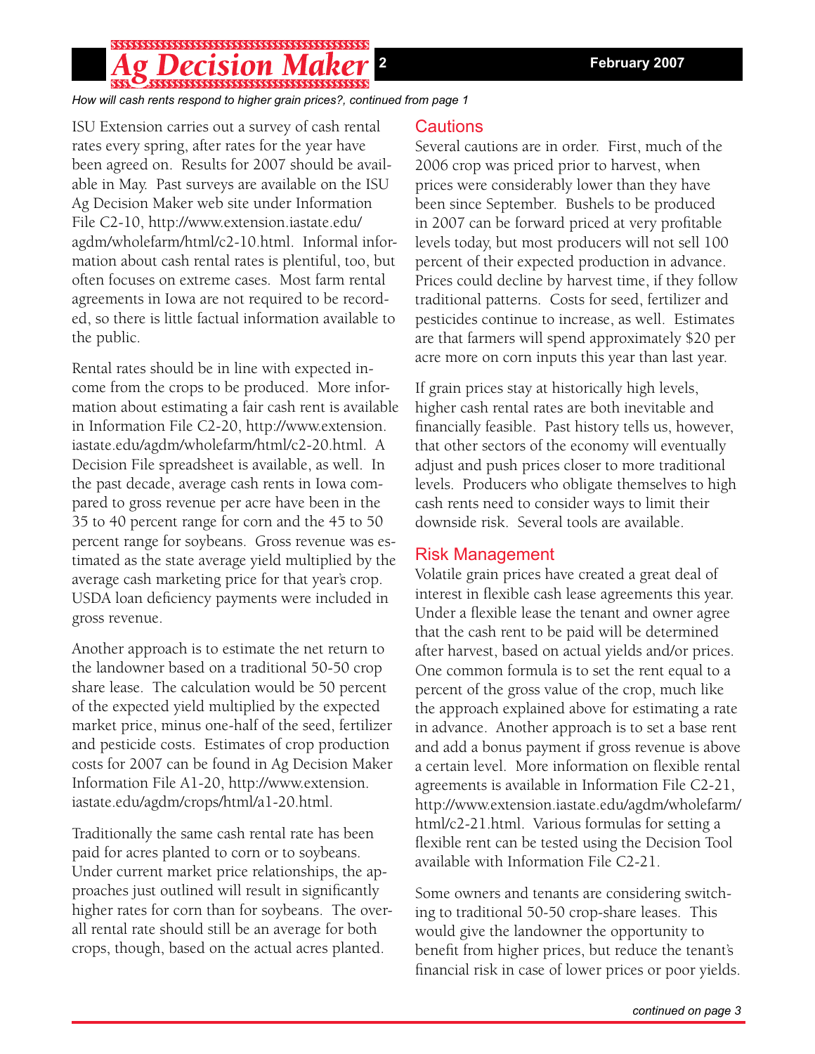*How will cash rents respond to higher grain prices?, continued from page 1*

ISU Extension carries out a survey of cash rental rates every spring, after rates for the year have been agreed on. Results for 2007 should be available in May. Past surveys are available on the ISU Ag Decision Maker web site under Information File C2-10, http://www.extension.iastate.edu/agdm/wholefarm/html/c2-10.html. Informal information about cash rental rates is plentiful, too, but often focuses on extreme cases. Most farm rental agreements in Iowa are not required to be recorded, so there is little factual information available to the public.

Rental rates should be in line with expected income from the crops to be produced. More information about estimating a fair cash rent is available in Information File C2-20, http://www.extension.iastate.edu/agdm/wholefarm/html/c2-20.html. A Decision File spreadsheet is available, as well. In the past decade, average cash rents in Iowa compared to gross revenue per acre have been in the 35 to 40 percent range for corn and the 45 to 50 percent range for soybeans. Gross revenue was estimated as the state average yield multiplied by the average cash marketing price for that year's crop. USDA loan deficiency payments were included in gross revenue.

Another approach is to estimate the net return to the landowner based on a traditional 50-50 crop share lease. The calculation would be 50 percent of the expected yield multiplied by the expected market price, minus one-half of the seed, fertilizer and pesticide costs. Estimates of crop production costs for 2007 can be found in Ag Decision Maker Information File A1-20, http://www.extension.iastate.edu/agdm/crops/html/a1-20.html.

Traditionally the same cash rental rate has been paid for acres planted to corn or to soybeans. Under current market price relationships, the approaches just outlined will result in significantly higher rates for corn than for soybeans. The overall rental rate should still be an average for both crops, though, based on the actual acres planted.

## Cautions

Several cautions are in order. First, much of the 2006 crop was priced prior to harvest, when prices were considerably lower than they have been since September. Bushels to be produced in 2007 can be forward priced at very profitable levels today, but most producers will not sell 100 percent of their expected production in advance. Prices could decline by harvest time, if they follow traditional patterns. Costs for seed, fertilizer and pesticides continue to increase, as well. Estimates are that farmers will spend approximately $20 per acre more on corn inputs this year than last year.

If grain prices stay at historically high levels, higher cash rental rates are both inevitable and financially feasible. Past history tells us, however, that other sectors of the economy will eventually adjust and push prices closer to more traditional levels. Producers who obligate themselves to high cash rents need to consider ways to limit their downside risk. Several tools are available.

## Risk Management

Volatile grain prices have created a great deal of interest in flexible cash lease agreements this year. Under a flexible lease the tenant and owner agree that the cash rent to be paid will be determined after harvest, based on actual yields and/or prices. One common formula is to set the rent equal to a percent of the gross value of the crop, much like the approach explained above for estimating a rate in advance. Another approach is to set a base rent and add a bonus payment if gross revenue is above a certain level. More information on flexible rental agreements is available in Information File C2-21, http://www.extension.iastate.edu/agdm/wholefarm/html/c2-21.html. Various formulas for setting a flexible rent can be tested using the Decision Tool available with Information File C2-21.

Some owners and tenants are considering switching to traditional 50-50 crop-share leases. This would give the landowner the opportunity to benefit from higher prices, but reduce the tenant's financial risk in case of lower prices or poor yields.

*continued on page 3*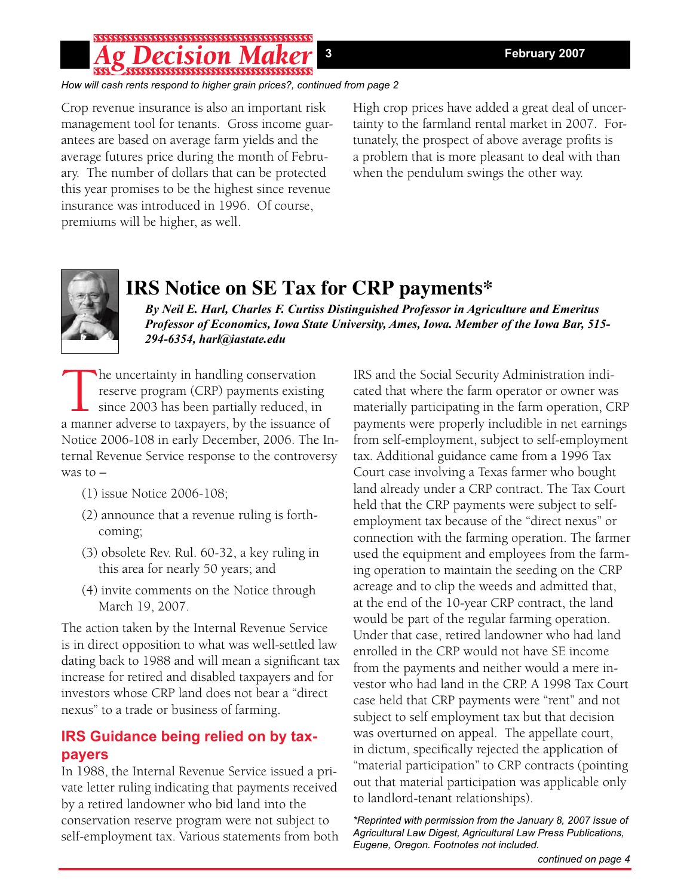*How will cash rents respond to higher grain prices?, continued from page 2*

Crop revenue insurance is also an important risk management tool for tenants. Gross income guarantees are based on average farm yields and the average futures price during the month of February. The number of dollars that can be protected this year promises to be the highest since revenue insurance was introduced in 1996. Of course, premiums will be higher, as well.

High crop prices have added a great deal of uncertainty to the farmland rental market in 2007. Fortunately, the prospect of above average profits is a problem that is more pleasant to deal with than when the pendulum swings the other way.

# IRS Notice on SE Tax for CRP payments*

***By Neil E. Harl, Charles F. Curtiss Distinguished Professor in Agriculture and Emeritus Professor of Economics, Iowa State University, Ames, Iowa. Member of the Iowa Bar, 515-294-6354, harl@iastate.edu***

The uncertainty in handling conservation reserve program (CRP) payments existing since 2003 has been partially reduced, in a manner adverse to taxpayers, by the issuance of Notice 2006-108 in early December, 2006. The Internal Revenue Service response to the controversy was to –

(1) issue Notice 2006-108;

(2) announce that a revenue ruling is forthcoming;

(3) obsolete Rev. Rul. 60-32, a key ruling in this area for nearly 50 years; and

(4) invite comments on the Notice through March 19, 2007.

The action taken by the Internal Revenue Service is in direct opposition to what was well-settled law dating back to 1988 and will mean a significant tax increase for retired and disabled taxpayers and for investors whose CRP land does not bear a "direct nexus" to a trade or business of farming.

## IRS Guidance being relied on by taxpayers

In 1988, the Internal Revenue Service issued a private letter ruling indicating that payments received by a retired landowner who bid land into the conservation reserve program were not subject to self-employment tax. Various statements from both IRS and the Social Security Administration indicated that where the farm operator or owner was materially participating in the farm operation, CRP payments were properly includible in net earnings from self-employment, subject to self-employment tax. Additional guidance came from a 1996 Tax Court case involving a Texas farmer who bought land already under a CRP contract. The Tax Court held that the CRP payments were subject to self-employment tax because of the "direct nexus" or connection with the farming operation. The farmer used the equipment and employees from the farming operation to maintain the seeding on the CRP acreage and to clip the weeds and admitted that, at the end of the 10-year CRP contract, the land would be part of the regular farming operation. Under that case, retired landowner who had land enrolled in the CRP would not have SE income from the payments and neither would a mere investor who had land in the CRP. A 1998 Tax Court case held that CRP payments were "rent" and not subject to self employment tax but that decision was overturned on appeal. The appellate court, in dictum, specifically rejected the application of "material participation" to CRP contracts (pointing out that material participation was applicable only to landlord-tenant relationships).

**Reprinted with permission from the January 8, 2007 issue of Agricultural Law Digest, Agricultural Law Press Publications, Eugene, Oregon. Footnotes not included.*

*continued on page 4*